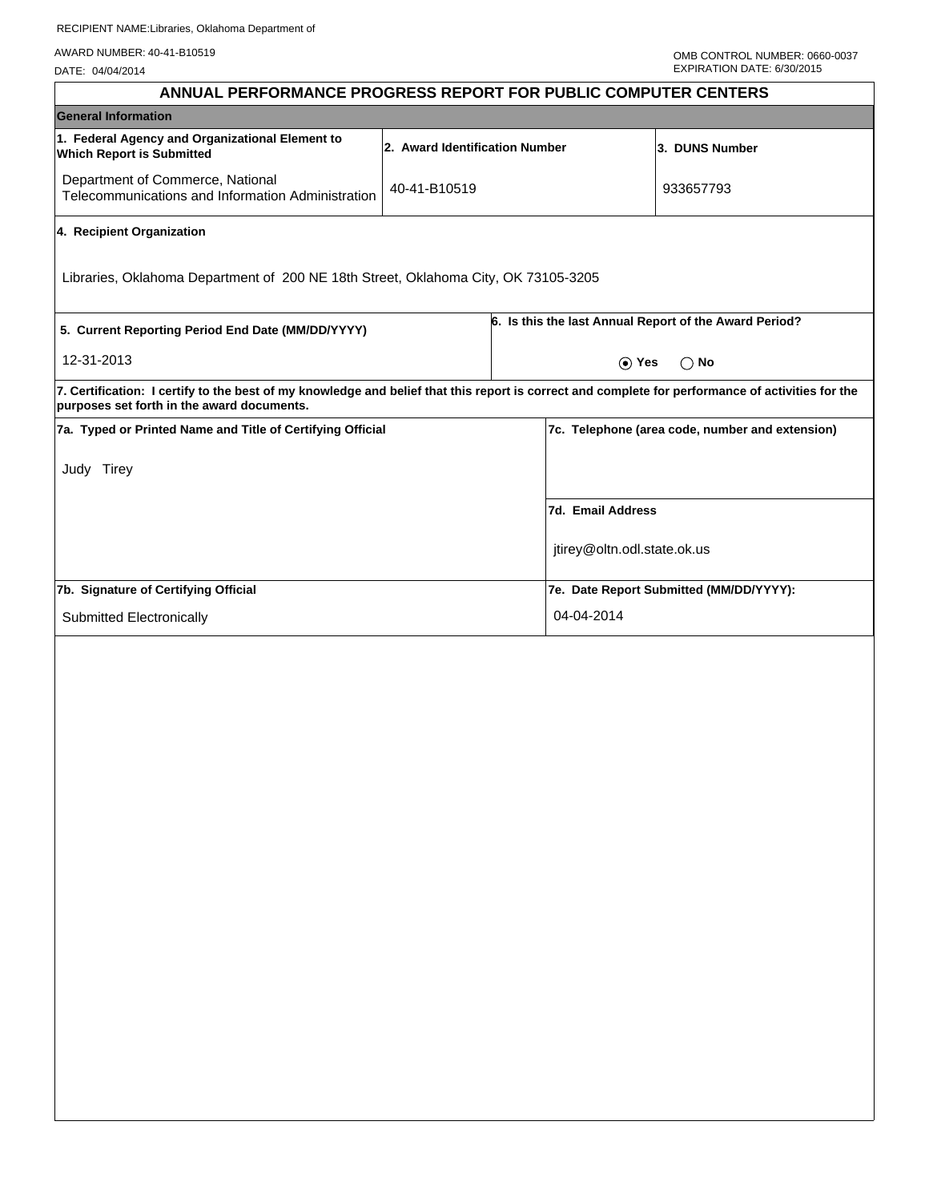RECIPIENT NAME:Libraries, Oklahoma Department of

AWARD NUMBER: 40-41-B10519

DATE: 04/04/2014

OMB CONTROL NUMBER: 0660-0037
EXPIRATION DATE: 6/30/2015

# ANNUAL PERFORMANCE PROGRESS REPORT FOR PUBLIC COMPUTER CENTERS

## General Information

| 1. Federal Agency and Organizational Element to Which Report is Submitted | 2. Award Identification Number | 3. DUNS Number |
|---|---|---|
| Department of Commerce, National Telecommunications and Information Administration | 40-41-B10519 | 933657793 |

**4. Recipient Organization**

Libraries, Oklahoma Department of 200 NE 18th Street, Oklahoma City, OK 73105-3205

| 5. Current Reporting Period End Date (MM/DD/YYYY) | 6. Is this the last Annual Report of the Award Period? |
|---|---|
| 12-31-2013 | (●) Yes ( ) No |

**7. Certification: I certify to the best of my knowledge and belief that this report is correct and complete for performance of activities for the purposes set forth in the award documents.**

| 7a. Typed or Printed Name and Title of Certifying Official | 7c. Telephone (area code, number and extension) |
|---|---|
| Judy Tirey | |
| | **7d. Email Address** |
| | jtirey@oltn.odl.state.ok.us |
| **7b. Signature of Certifying Official** | **7e. Date Report Submitted (MM/DD/YYYY):** |
| Submitted Electronically | 04-04-2014 |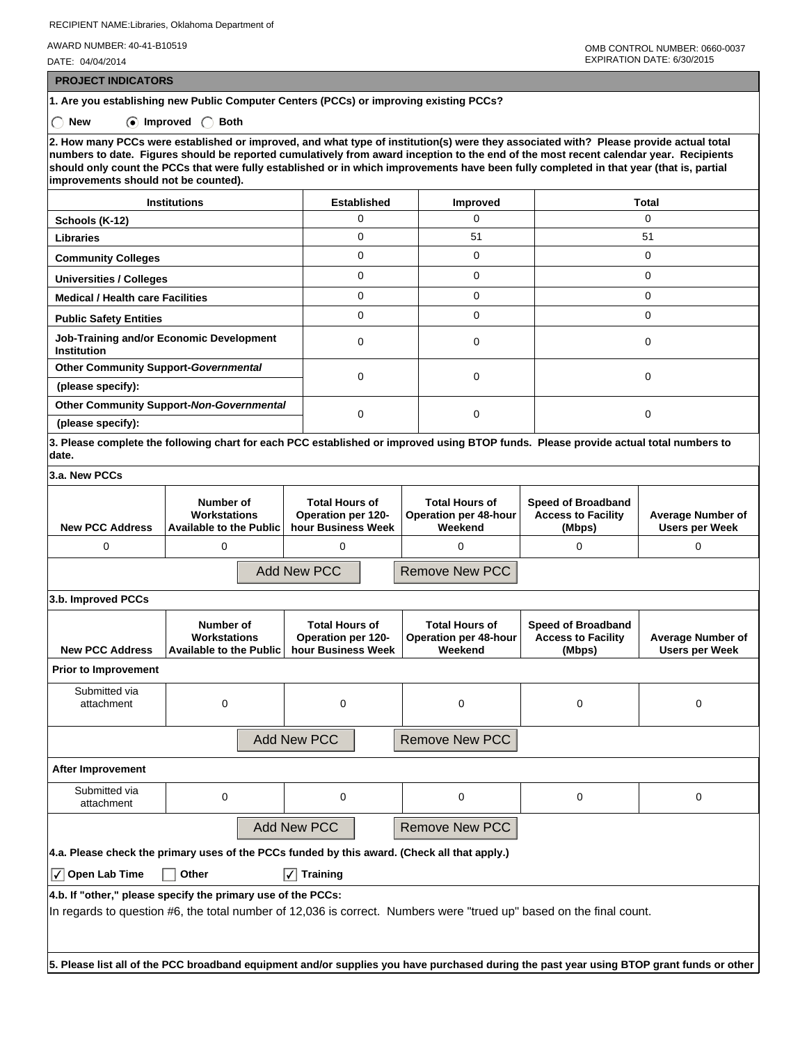RECIPIENT NAME:Libraries, Oklahoma Department of

AWARD NUMBER: 40-41-B10519

DATE: 04/04/2014

OMB CONTROL NUMBER: 0660-0037
EXPIRATION DATE: 6/30/2015

## PROJECT INDICATORS

**1. Are you establishing new Public Computer Centers (PCCs) or improving existing PCCs?**

◯ New ◉ Improved ◯ Both

**2. How many PCCs were established or improved, and what type of institution(s) were they associated with? Please provide actual total numbers to date. Figures should be reported cumulatively from award inception to the end of the most recent calendar year. Recipients should only count the PCCs that were fully established or in which improvements have been fully completed in that year (that is, partial improvements should not be counted).**

| Institutions | Established | Improved | Total |
|---|---|---|---|
| Schools (K-12) | 0 | 0 | 0 |
| Libraries | 0 | 51 | 51 |
| Community Colleges | 0 | 0 | 0 |
| Universities / Colleges | 0 | 0 | 0 |
| Medical / Health care Facilities | 0 | 0 | 0 |
| Public Safety Entities | 0 | 0 | 0 |
| Job-Training and/or Economic Development Institution | 0 | 0 | 0 |
| Other Community Support-*Governmental* (please specify): | 0 | 0 | 0 |
| Other Community Support-*Non-Governmental* (please specify): | 0 | 0 | 0 |

**3. Please complete the following chart for each PCC established or improved using BTOP funds. Please provide actual total numbers to date.**

**3.a. New PCCs**

| New PCC Address | Number of Workstations Available to the Public | Total Hours of Operation per 120-hour Business Week | Total Hours of Operation per 48-hour Weekend | Speed of Broadband Access to Facility (Mbps) | Average Number of Users per Week |
|---|---|---|---|---|---|
| 0 | 0 | 0 | 0 | 0 | 0 |

Add New PCC    Remove New PCC

**3.b. Improved PCCs**

| New PCC Address | Number of Workstations Available to the Public | Total Hours of Operation per 120-hour Business Week | Total Hours of Operation per 48-hour Weekend | Speed of Broadband Access to Facility (Mbps) | Average Number of Users per Week |
|---|---|---|---|---|---|
| **Prior to Improvement** | | | | | |
| Submitted via attachment | 0 | 0 | 0 | 0 | 0 |
| **After Improvement** | | | | | |
| Submitted via attachment | 0 | 0 | 0 | 0 | 0 |

Add New PCC    Remove New PCC

**4.a. Please check the primary uses of the PCCs funded by this award. (Check all that apply.)**

☑ Open Lab Time ☐ Other ☑ Training

**4.b. If "other," please specify the primary use of the PCCs:**

In regards to question #6, the total number of 12,036 is correct. Numbers were "trued up" based on the final count.

**5. Please list all of the PCC broadband equipment and/or supplies you have purchased during the past year using BTOP grant funds or other**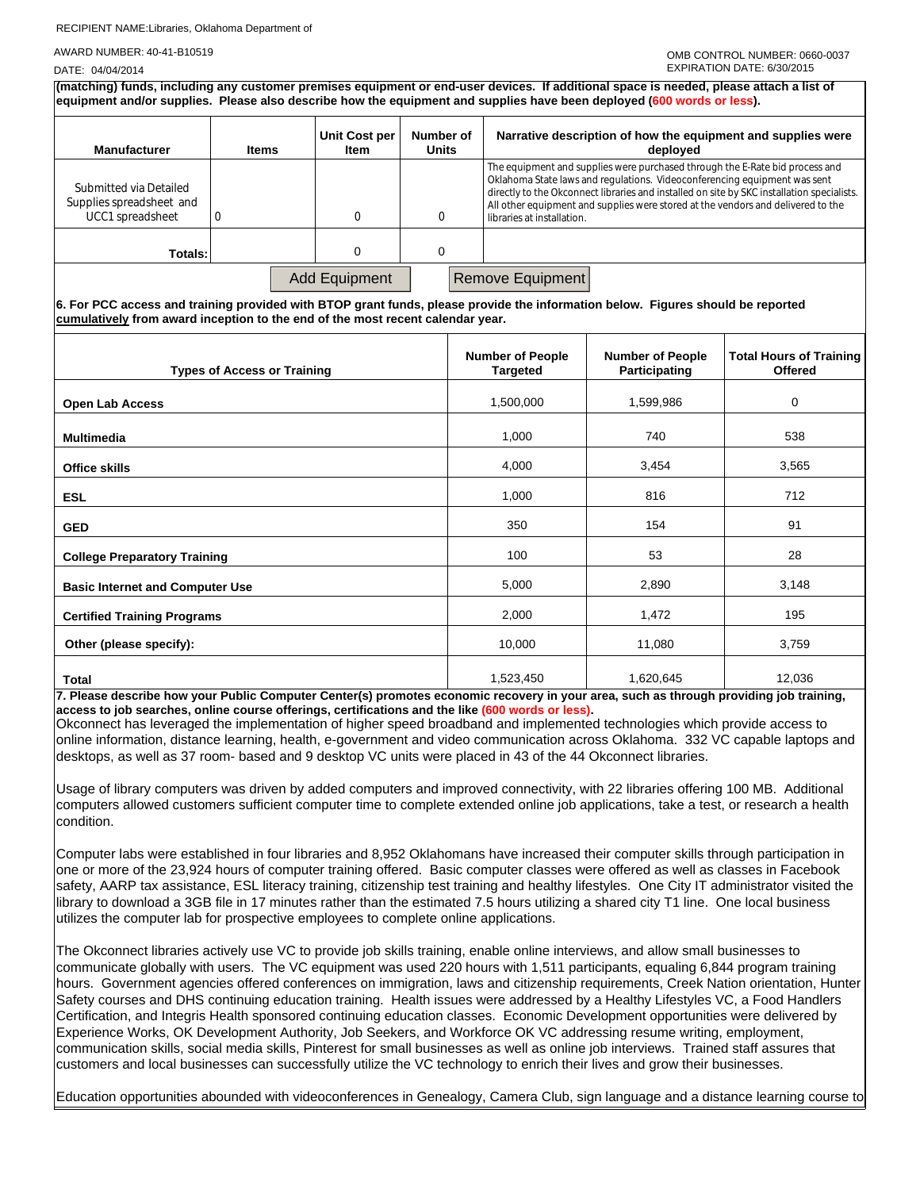RECIPIENT NAME:Libraries, Oklahoma Department of

AWARD NUMBER: 40-41-B10519

DATE: 04/04/2014

OMB CONTROL NUMBER: 0660-0037
EXPIRATION DATE: 6/30/2015

**(matching) funds, including any customer premises equipment or end-user devices. If additional space is needed, please attach a list of equipment and/or supplies. Please also describe how the equipment and supplies have been deployed (600 words or less).**

| Manufacturer | Items | Unit Cost per Item | Number of Units | Narrative description of how the equipment and supplies were deployed |
|---|---|---|---|---|
| Submitted via Detailed Supplies spreadsheet and UCC1 spreadsheet | 0 | 0 | 0 | The equipment and supplies were purchased through the E-Rate bid process and Oklahoma State laws and regulations. Videoconferencing equipment was sent directly to the Okconnect libraries and installed on site by SKC installation specialists. All other equipment and supplies were stored at the vendors and delivered to the libraries at installation. |
| **Totals:** | | 0 | 0 | |

Add Equipment | Remove Equipment

**6. For PCC access and training provided with BTOP grant funds, please provide the information below. Figures should be reported cumulatively from award inception to the end of the most recent calendar year.**

| Types of Access or Training | Number of People Targeted | Number of People Participating | Total Hours of Training Offered |
|---|---|---|---|
| **Open Lab Access** | 1,500,000 | 1,599,986 | 0 |
| **Multimedia** | 1,000 | 740 | 538 |
| **Office skills** | 4,000 | 3,454 | 3,565 |
| **ESL** | 1,000 | 816 | 712 |
| **GED** | 350 | 154 | 91 |
| **College Preparatory Training** | 100 | 53 | 28 |
| **Basic Internet and Computer Use** | 5,000 | 2,890 | 3,148 |
| **Certified Training Programs** | 2,000 | 1,472 | 195 |
| **Other (please specify):** | 10,000 | 11,080 | 3,759 |
| **Total** | 1,523,450 | 1,620,645 | 12,036 |

**7. Please describe how your Public Computer Center(s) promotes economic recovery in your area, such as through providing job training, access to job searches, online course offerings, certifications and the like (600 words or less).**

Okconnect has leveraged the implementation of higher speed broadband and implemented technologies which provide access to online information, distance learning, health, e-government and video communication across Oklahoma. 332 VC capable laptops and desktops, as well as 37 room- based and 9 desktop VC units were placed in 43 of the 44 Okconnect libraries.

Usage of library computers was driven by added computers and improved connectivity, with 22 libraries offering 100 MB. Additional computers allowed customers sufficient computer time to complete extended online job applications, take a test, or research a health condition.

Computer labs were established in four libraries and 8,952 Oklahomans have increased their computer skills through participation in one or more of the 23,924 hours of computer training offered. Basic computer classes were offered as well as classes in Facebook safety, AARP tax assistance, ESL literacy training, citizenship test training and healthy lifestyles. One City IT administrator visited the library to download a 3GB file in 17 minutes rather than the estimated 7.5 hours utilizing a shared city T1 line. One local business utilizes the computer lab for prospective employees to complete online applications.

The Okconnect libraries actively use VC to provide job skills training, enable online interviews, and allow small businesses to communicate globally with users. The VC equipment was used 220 hours with 1,511 participants, equaling 6,844 program training hours. Government agencies offered conferences on immigration, laws and citizenship requirements, Creek Nation orientation, Hunter Safety courses and DHS continuing education training. Health issues were addressed by a Healthy Lifestyles VC, a Food Handlers Certification, and Integris Health sponsored continuing education classes. Economic Development opportunities were delivered by Experience Works, OK Development Authority, Job Seekers, and Workforce OK VC addressing resume writing, employment, communication skills, social media skills, Pinterest for small businesses as well as online job interviews. Trained staff assures that customers and local businesses can successfully utilize the VC technology to enrich their lives and grow their businesses.

Education opportunities abounded with videoconferences in Genealogy, Camera Club, sign language and a distance learning course to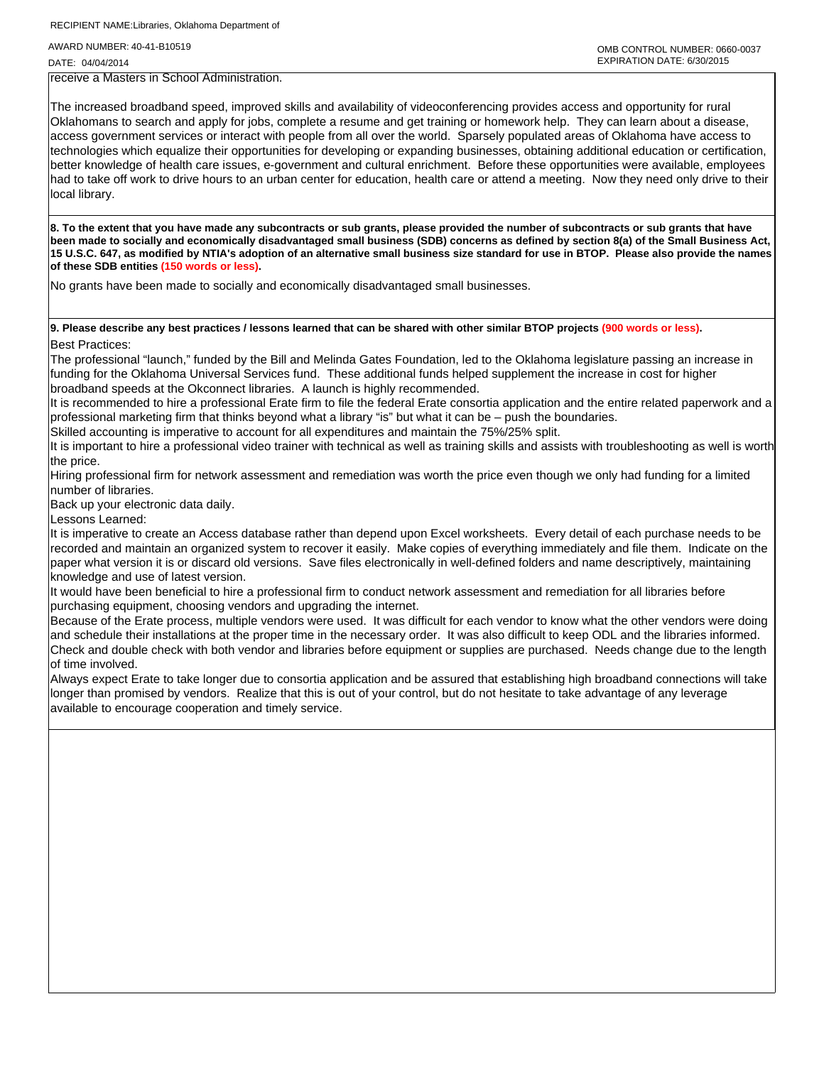receive a Masters in School Administration.

The increased broadband speed, improved skills and availability of videoconferencing provides access and opportunity for rural Oklahomans to search and apply for jobs, complete a resume and get training or homework help. They can learn about a disease, access government services or interact with people from all over the world. Sparsely populated areas of Oklahoma have access to technologies which equalize their opportunities for developing or expanding businesses, obtaining additional education or certification, better knowledge of health care issues, e-government and cultural enrichment. Before these opportunities were available, employees had to take off work to drive hours to an urban center for education, health care or attend a meeting. Now they need only drive to their local library.

**8. To the extent that you have made any subcontracts or sub grants, please provided the number of subcontracts or sub grants that have been made to socially and economically disadvantaged small business (SDB) concerns as defined by section 8(a) of the Small Business Act, 15 U.S.C. 647, as modified by NTIA's adoption of an alternative small business size standard for use in BTOP. Please also provide the names of these SDB entities (150 words or less).**

No grants have been made to socially and economically disadvantaged small businesses.

**9. Please describe any best practices / lessons learned that can be shared with other similar BTOP projects (900 words or less).**

Best Practices:

The professional “launch,” funded by the Bill and Melinda Gates Foundation, led to the Oklahoma legislature passing an increase in funding for the Oklahoma Universal Services fund. These additional funds helped supplement the increase in cost for higher broadband speeds at the Okconnect libraries. A launch is highly recommended.

It is recommended to hire a professional Erate firm to file the federal Erate consortia application and the entire related paperwork and a professional marketing firm that thinks beyond what a library “is” but what it can be – push the boundaries.

Skilled accounting is imperative to account for all expenditures and maintain the 75%/25% split.

It is important to hire a professional video trainer with technical as well as training skills and assists with troubleshooting as well is worth the price.

Hiring professional firm for network assessment and remediation was worth the price even though we only had funding for a limited number of libraries.

Back up your electronic data daily.

Lessons Learned:

It is imperative to create an Access database rather than depend upon Excel worksheets. Every detail of each purchase needs to be recorded and maintain an organized system to recover it easily. Make copies of everything immediately and file them. Indicate on the paper what version it is or discard old versions. Save files electronically in well-defined folders and name descriptively, maintaining knowledge and use of latest version.

It would have been beneficial to hire a professional firm to conduct network assessment and remediation for all libraries before purchasing equipment, choosing vendors and upgrading the internet.

Because of the Erate process, multiple vendors were used. It was difficult for each vendor to know what the other vendors were doing and schedule their installations at the proper time in the necessary order. It was also difficult to keep ODL and the libraries informed.

Check and double check with both vendor and libraries before equipment or supplies are purchased. Needs change due to the length of time involved.

Always expect Erate to take longer due to consortia application and be assured that establishing high broadband connections will take longer than promised by vendors. Realize that this is out of your control, but do not hesitate to take advantage of any leverage available to encourage cooperation and timely service.